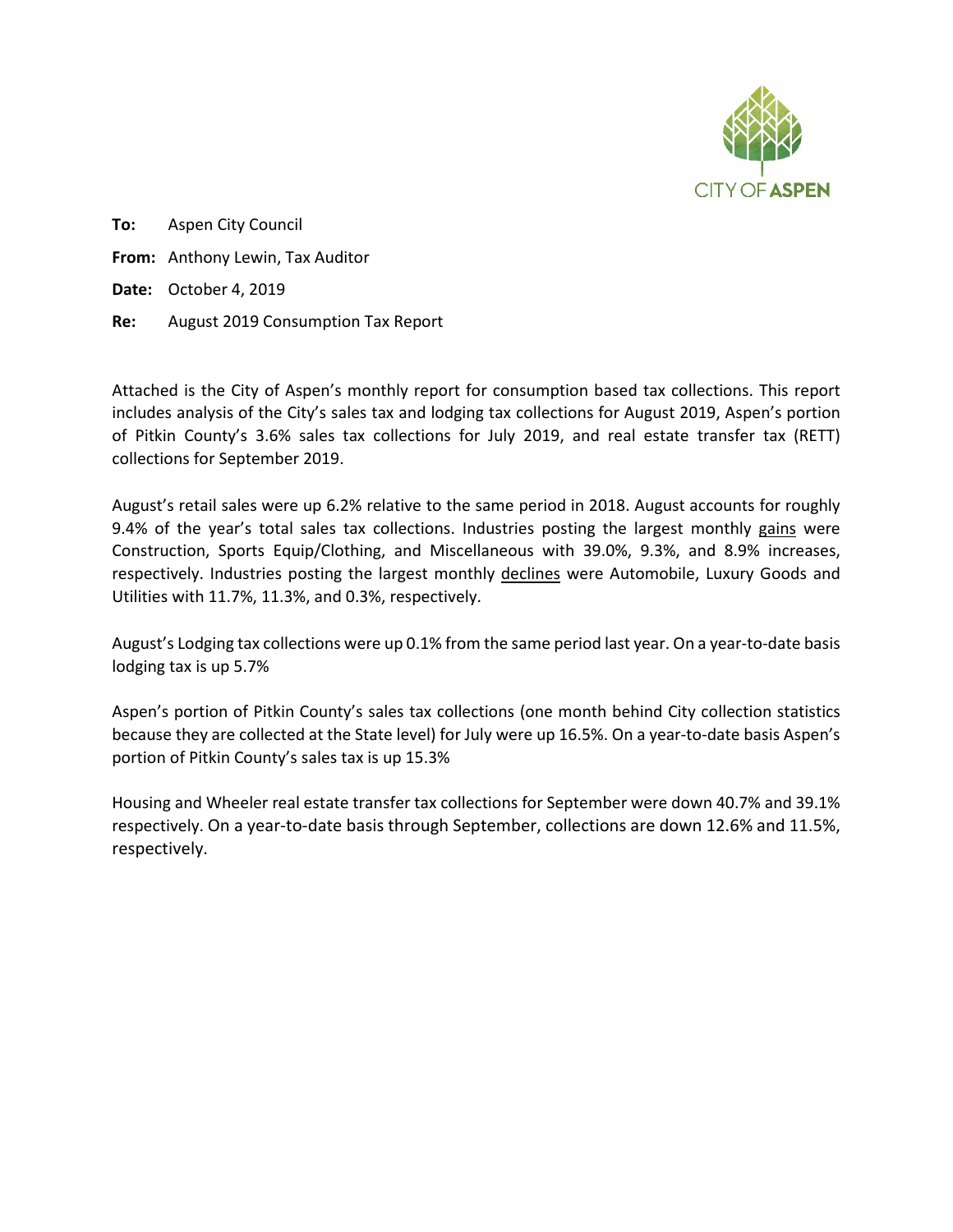CITY OF ASPEN

**To:** Aspen City Council

**From:** Anthony Lewin, Tax Auditor

**Date:** October 4, 2019

**Re:** August 2019 Consumption Tax Report

Attached is the City of Aspen's monthly report for consumption based tax collections. This report includes analysis of the City's sales tax and lodging tax collections for August 2019, Aspen's portion of Pitkin County's 3.6% sales tax collections for July 2019, and real estate transfer tax (RETT) collections for September 2019.

August's retail sales were up 6.2% relative to the same period in 2018. August accounts for roughly 9.4% of the year's total sales tax collections. Industries posting the largest monthly gains were Construction, Sports Equip/Clothing, and Miscellaneous with 39.0%, 9.3%, and 8.9% increases, respectively. Industries posting the largest monthly declines were Automobile, Luxury Goods and Utilities with 11.7%, 11.3%, and 0.3%, respectively.

August's Lodging tax collections were up 0.1% from the same period last year. On a year-to-date basis lodging tax is up 5.7%

Aspen's portion of Pitkin County's sales tax collections (one month behind City collection statistics because they are collected at the State level) for July were up 16.5%. On a year-to-date basis Aspen's portion of Pitkin County's sales tax is up 15.3%

Housing and Wheeler real estate transfer tax collections for September were down 40.7% and 39.1% respectively. On a year-to-date basis through September, collections are down 12.6% and 11.5%, respectively.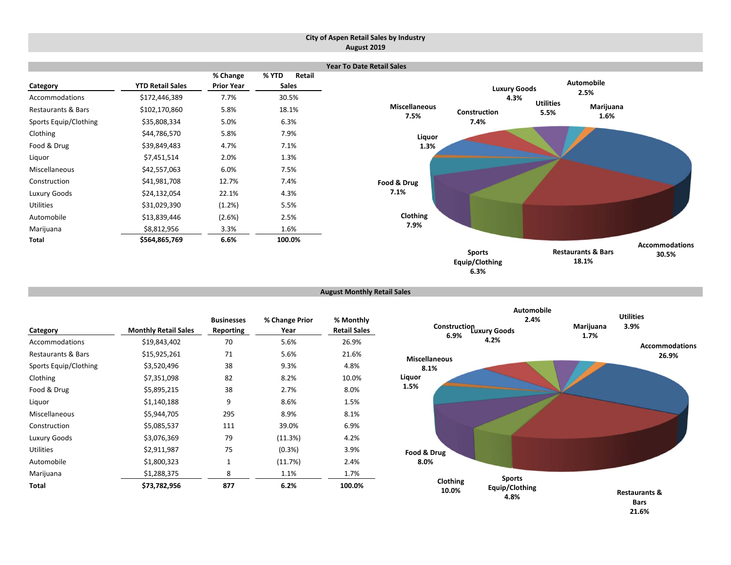# City of Aspen Retail Sales by Industry
## August 2019

### Year To Date Retail Sales

| Category | YTD Retail Sales | % Change Prior Year | % YTD Retail Sales |
|---|---|---|---|
| Accommodations | $172,446,389 | 7.7% | 30.5% |
| Restaurants & Bars | $102,170,860 | 5.8% | 18.1% |
| Sports Equip/Clothing | $35,808,334 | 5.0% | 6.3% |
| Clothing | $44,786,570 | 5.8% | 7.9% |
| Food & Drug | $39,849,483 | 4.7% | 7.1% |
| Liquor | $7,451,514 | 2.0% | 1.3% |
| Miscellaneous | $42,557,063 | 6.0% | 7.5% |
| Construction | $41,981,708 | 12.7% | 7.4% |
| Luxury Goods | $24,132,054 | 22.1% | 4.3% |
| Utilities | $31,029,390 | (1.2%) | 5.5% |
| Automobile | $13,839,446 | (2.6%) | 2.5% |
| Marijuana | $8,812,956 | 3.3% | 1.6% |
| **Total** | **$564,865,769** | **6.6%** | **100.0%** |

Accommodations 30.5%; Restaurants & Bars 18.1%; Sports Equip/Clothing 6.3%; Clothing 7.9%; Food & Drug 7.1%; Liquor 1.3%; Miscellaneous 7.5%; Construction 7.4%; Luxury Goods 4.3%; Utilities 5.5%; Automobile 2.5%; Marijuana 1.6%

### August Monthly Retail Sales

| Category | Monthly Retail Sales | Businesses Reporting | % Change Prior Year | % Monthly Retail Sales |
|---|---|---|---|---|
| Accommodations | $19,843,402 | 70 | 5.6% | 26.9% |
| Restaurants & Bars | $15,925,261 | 71 | 5.6% | 21.6% |
| Sports Equip/Clothing | $3,520,496 | 38 | 9.3% | 4.8% |
| Clothing | $7,351,098 | 82 | 8.2% | 10.0% |
| Food & Drug | $5,895,215 | 38 | 2.7% | 8.0% |
| Liquor | $1,140,188 | 9 | 8.6% | 1.5% |
| Miscellaneous | $5,944,705 | 295 | 8.9% | 8.1% |
| Construction | $5,085,537 | 111 | 39.0% | 6.9% |
| Luxury Goods | $3,076,369 | 79 | (11.3%) | 4.2% |
| Utilities | $2,911,987 | 75 | (0.3%) | 3.9% |
| Automobile | $1,800,323 | 1 | (11.7%) | 2.4% |
| Marijuana | $1,288,375 | 8 | 1.1% | 1.7% |
| **Total** | **$73,782,956** | **877** | **6.2%** | **100.0%** |

Accommodations 26.9%; Restaurants & Bars 21.6%; Sports Equip/Clothing 4.8%; Clothing 10.0%; Food & Drug 8.0%; Liquor 1.5%; Miscellaneous 8.1%; Construction 6.9%; Luxury Goods 4.2%; Utilities 3.9%; Automobile 2.4%; Marijuana 1.7%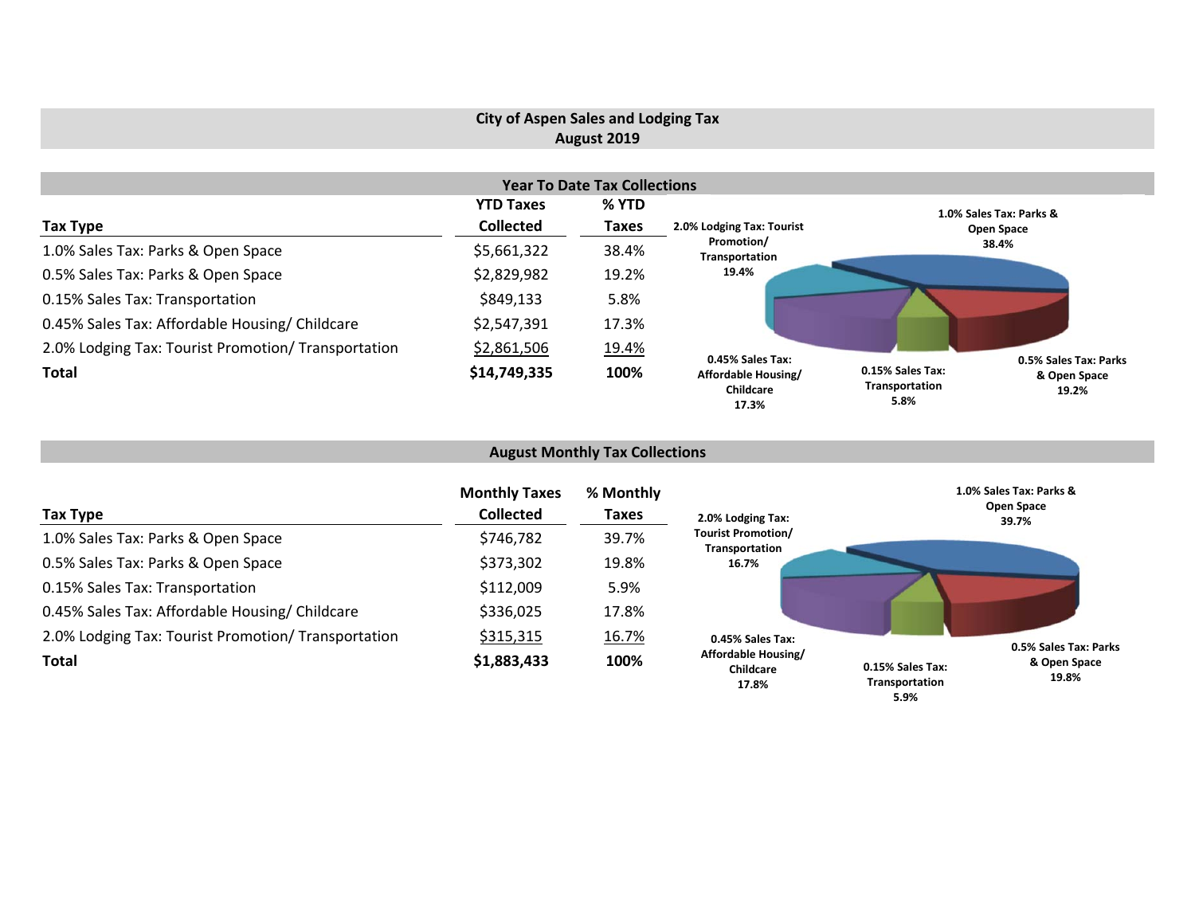# City of Aspen Sales and Lodging Tax
## August 2019

### Year To Date Tax Collections

| Tax Type | YTD Taxes Collected | % YTD Taxes |
|---|---|---|
| 1.0% Sales Tax: Parks & Open Space | $5,661,322 | 38.4% |
| 0.5% Sales Tax: Parks & Open Space | $2,829,982 | 19.2% |
| 0.15% Sales Tax: Transportation | $849,133 | 5.8% |
| 0.45% Sales Tax: Affordable Housing/ Childcare | $2,547,391 | 17.3% |
| 2.0% Lodging Tax: Tourist Promotion/ Transportation | $2,861,506 | 19.4% |
| **Total** | **$14,749,335** | **100%** |

1.0% Sales Tax: Parks & Open Space 38.4%

2.0% Lodging Tax: Tourist Promotion/ Transportation 19.4%

0.45% Sales Tax: Affordable Housing/ Childcare 17.3%

0.15% Sales Tax: Transportation 5.8%

0.5% Sales Tax: Parks & Open Space 19.2%

### August Monthly Tax Collections

| Tax Type | Monthly Taxes Collected | % Monthly Taxes |
|---|---|---|
| 1.0% Sales Tax: Parks & Open Space | $746,782 | 39.7% |
| 0.5% Sales Tax: Parks & Open Space | $373,302 | 19.8% |
| 0.15% Sales Tax: Transportation | $112,009 | 5.9% |
| 0.45% Sales Tax: Affordable Housing/ Childcare | $336,025 | 17.8% |
| 2.0% Lodging Tax: Tourist Promotion/ Transportation | $315,315 | 16.7% |
| **Total** | **$1,883,433** | **100%** |

1.0% Sales Tax: Parks & Open Space 39.7%

2.0% Lodging Tax: Tourist Promotion/ Transportation 16.7%

0.45% Sales Tax: Affordable Housing/ Childcare 17.8%

0.15% Sales Tax: Transportation 5.9%

0.5% Sales Tax: Parks & Open Space 19.8%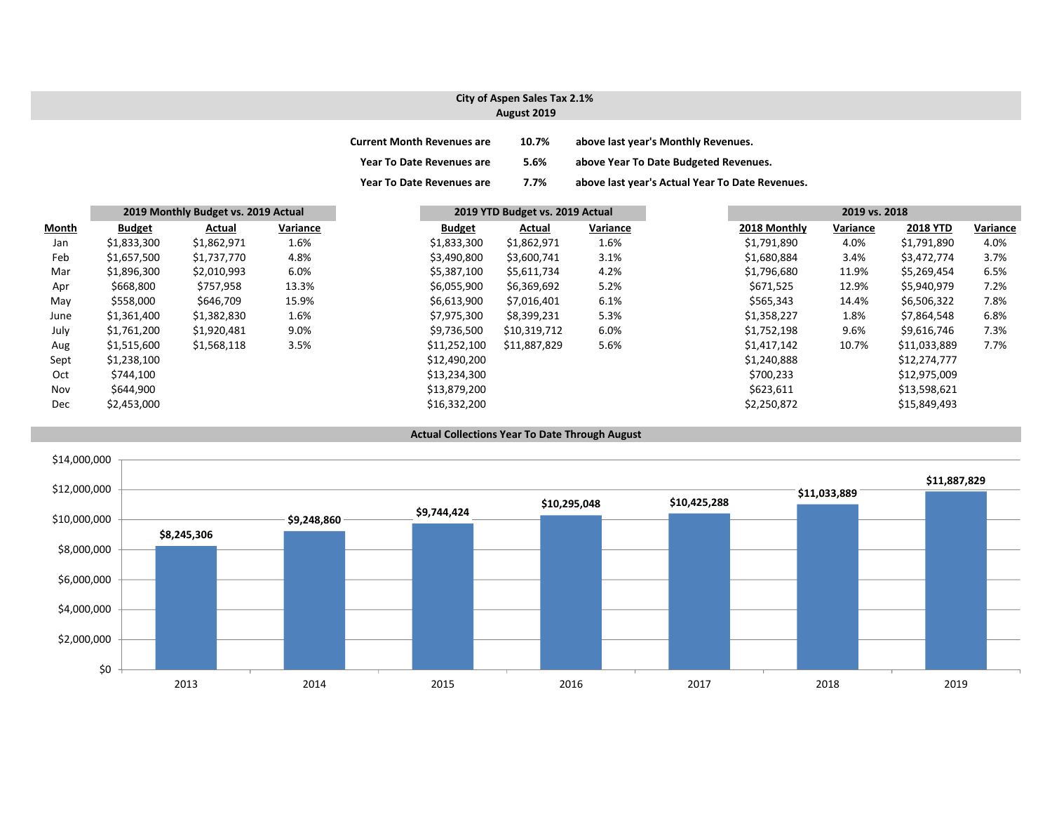## City of Aspen Sales Tax 2.1%
### August 2019

| | | |
|---|---|---|
| **Current Month Revenues are** | **10.7%** | **above last year's Monthly Revenues.** |
| **Year To Date Revenues are** | **5.6%** | **above Year To Date Budgeted Revenues.** |
| **Year To Date Revenues are** | **7.7%** | **above last year's Actual Year To Date Revenues.** |

| | 2019 Monthly Budget vs. 2019 Actual | | | 2019 YTD Budget vs. 2019 Actual | | | 2019 vs. 2018 | | | |
|---|---|---|---|---|---|---|---|---|---|---|
| **Month** | **Budget** | **Actual** | **Variance** | **Budget** | **Actual** | **Variance** | **2018 Monthly** | **Variance** | **2018 YTD** | **Variance** |
| Jan | $1,833,300 | $1,862,971 | 1.6% | $1,833,300 | $1,862,971 | 1.6% | $1,791,890 | 4.0% | $1,791,890 | 4.0% |
| Feb | $1,657,500 | $1,737,770 | 4.8% | $3,490,800 | $3,600,741 | 3.1% | $1,680,884 | 3.4% | $3,472,774 | 3.7% |
| Mar | $1,896,300 | $2,010,993 | 6.0% | $5,387,100 | $5,611,734 | 4.2% | $1,796,680 | 11.9% | $5,269,454 | 6.5% |
| Apr | $668,800 | $757,958 | 13.3% | $6,055,900 | $6,369,692 | 5.2% | $671,525 | 12.9% | $5,940,979 | 7.2% |
| May | $558,000 | $646,709 | 15.9% | $6,613,900 | $7,016,401 | 6.1% | $565,343 | 14.4% | $6,506,322 | 7.8% |
| June | $1,361,400 | $1,382,830 | 1.6% | $7,975,300 | $8,399,231 | 5.3% | $1,358,227 | 1.8% | $7,864,548 | 6.8% |
| July | $1,761,200 | $1,920,481 | 9.0% | $9,736,500 | $10,319,712 | 6.0% | $1,752,198 | 9.6% | $9,616,746 | 7.3% |
| Aug | $1,515,600 | $1,568,118 | 3.5% | $11,252,100 | $11,887,829 | 5.6% | $1,417,142 | 10.7% | $11,033,889 | 7.7% |
| Sept | $1,238,100 | | | $12,490,200 | | | $1,240,888 | | $12,274,777 | |
| Oct | $744,100 | | | $13,234,300 | | | $700,233 | | $12,975,009 | |
| Nov | $644,900 | | | $13,879,200 | | | $623,611 | | $13,598,621 | |
| Dec | $2,453,000 | | | $16,332,200 | | | $2,250,872 | | $15,849,493 | |

### Actual Collections Year To Date Through August

| Year | Amount |
|---|---|
| 2013 | $8,245,306 |
| 2014 | $9,248,860 |
| 2015 | $9,744,424 |
| 2016 | $10,295,048 |
| 2017 | $10,425,288 |
| 2018 | $11,033,889 |
| 2019 | $11,887,829 |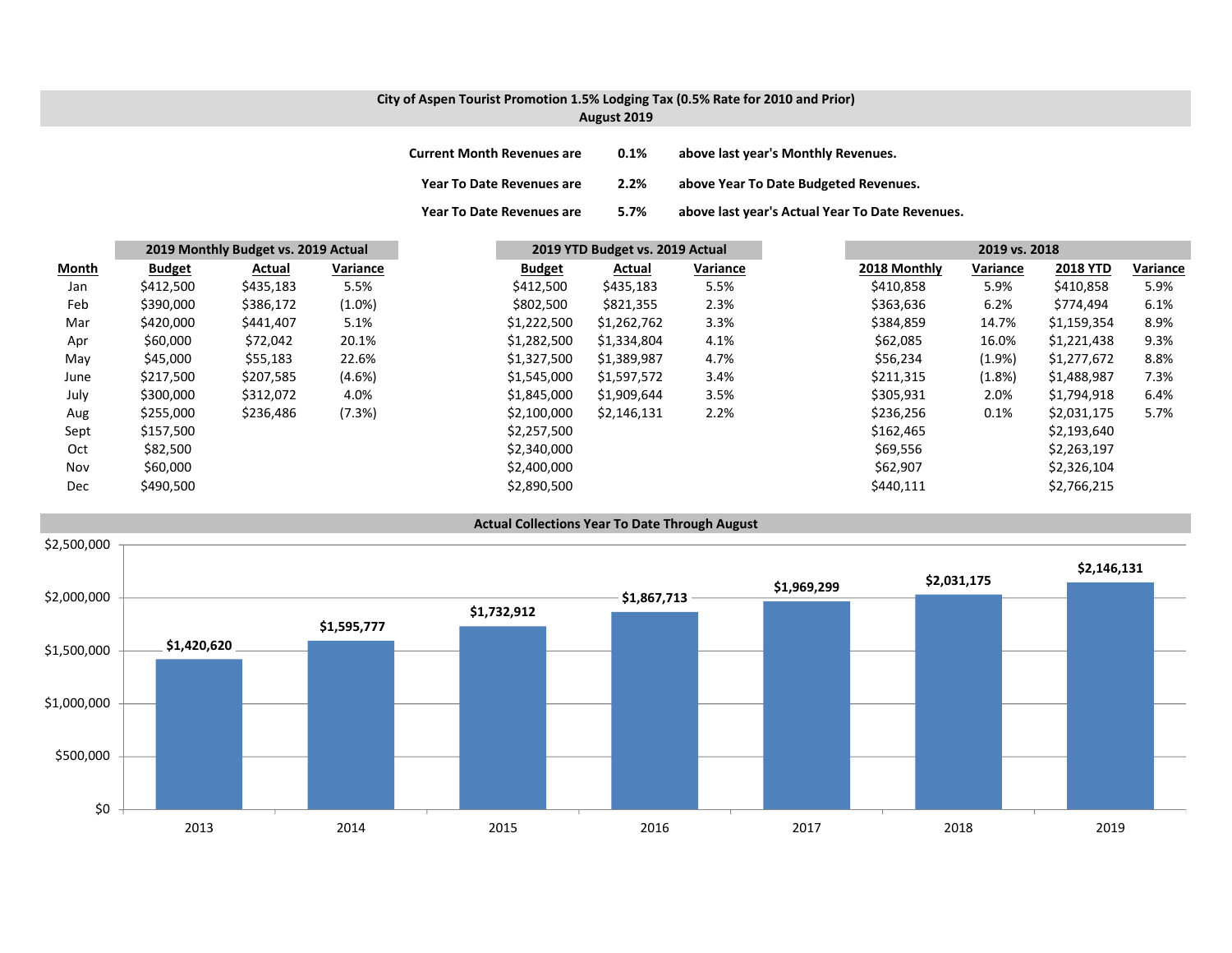**City of Aspen Tourist Promotion 1.5% Lodging Tax (0.5% Rate for 2010 and Prior)**
**August 2019**

| | | |
|---|---|---|
| **Current Month Revenues are** | **0.1%** | **above last year's Monthly Revenues.** |
| **Year To Date Revenues are** | **2.2%** | **above Year To Date Budgeted Revenues.** |
| **Year To Date Revenues are** | **5.7%** | **above last year's Actual Year To Date Revenues.** |

| | 2019 Monthly Budget vs. 2019 Actual | | | 2019 YTD Budget vs. 2019 Actual | | | 2019 vs. 2018 | | | |
|---|---|---|---|---|---|---|---|---|---|---|
| **Month** | **Budget** | **Actual** | **Variance** | **Budget** | **Actual** | **Variance** | **2018 Monthly** | **Variance** | **2018 YTD** | **Variance** |
| Jan | $412,500 | $435,183 | 5.5% | $412,500 | $435,183 | 5.5% | $410,858 | 5.9% | $410,858 | 5.9% |
| Feb | $390,000 | $386,172 | (1.0%) | $802,500 | $821,355 | 2.3% | $363,636 | 6.2% | $774,494 | 6.1% |
| Mar | $420,000 | $441,407 | 5.1% | $1,222,500 | $1,262,762 | 3.3% | $384,859 | 14.7% | $1,159,354 | 8.9% |
| Apr | $60,000 | $72,042 | 20.1% | $1,282,500 | $1,334,804 | 4.1% | $62,085 | 16.0% | $1,221,438 | 9.3% |
| May | $45,000 | $55,183 | 22.6% | $1,327,500 | $1,389,987 | 4.7% | $56,234 | (1.9%) | $1,277,672 | 8.8% |
| June | $217,500 | $207,585 | (4.6%) | $1,545,000 | $1,597,572 | 3.4% | $211,315 | (1.8%) | $1,488,987 | 7.3% |
| July | $300,000 | $312,072 | 4.0% | $1,845,000 | $1,909,644 | 3.5% | $305,931 | 2.0% | $1,794,918 | 6.4% |
| Aug | $255,000 | $236,486 | (7.3%) | $2,100,000 | $2,146,131 | 2.2% | $236,256 | 0.1% | $2,031,175 | 5.7% |
| Sept | $157,500 | | | $2,257,500 | | | $162,465 | | $2,193,640 | |
| Oct | $82,500 | | | $2,340,000 | | | $69,556 | | $2,263,197 | |
| Nov | $60,000 | | | $2,400,000 | | | $62,907 | | $2,326,104 | |
| Dec | $490,500 | | | $2,890,500 | | | $440,111 | | $2,766,215 | |

**Actual Collections Year To Date Through August**

| Year | Collections |
|---|---|
| 2013 | $1,420,620 |
| 2014 | $1,595,777 |
| 2015 | $1,732,912 |
| 2016 | $1,867,713 |
| 2017 | $1,969,299 |
| 2018 | $2,031,175 |
| 2019 | $2,146,131 |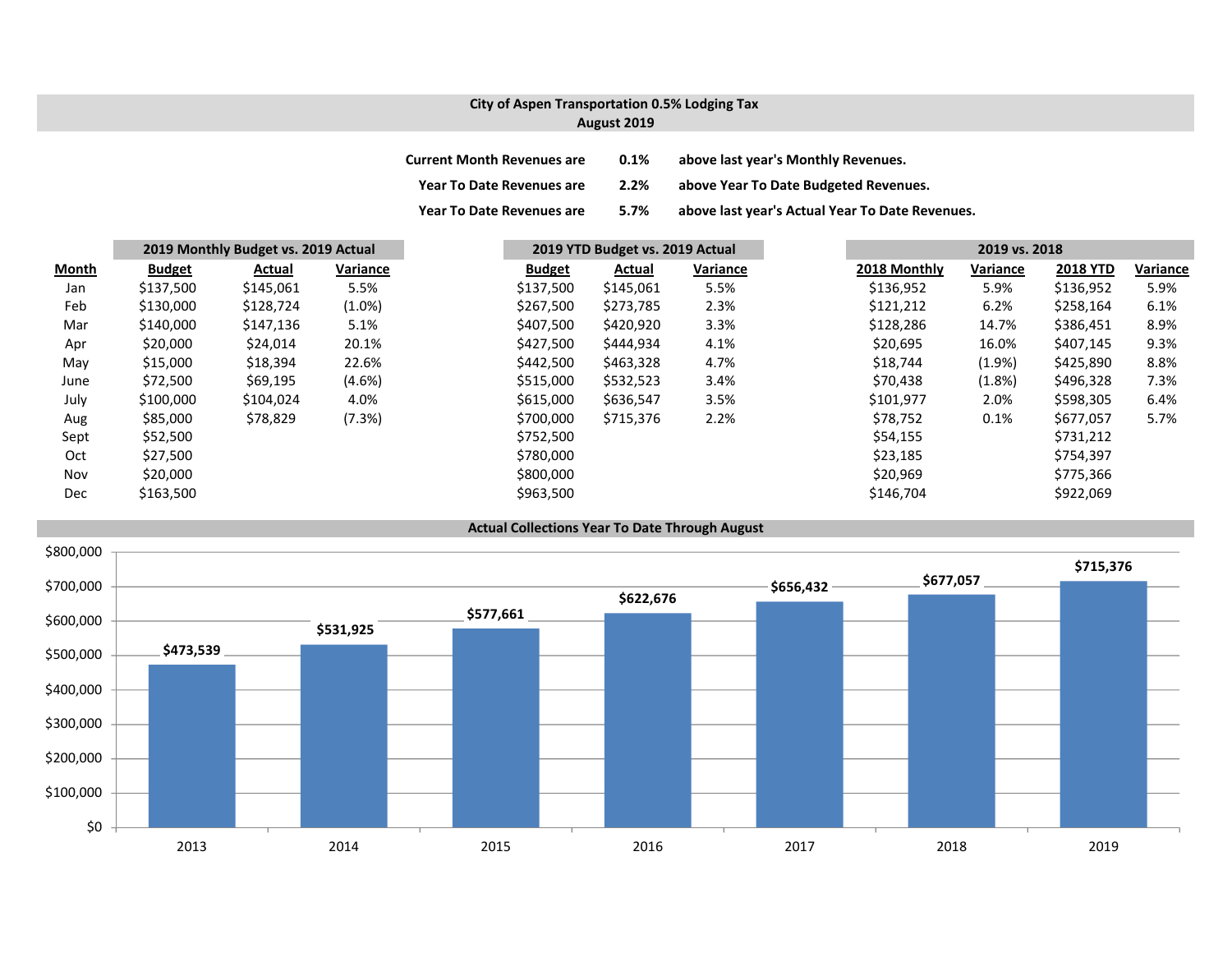## City of Aspen Transportation 0.5% Lodging Tax
## August 2019

**Current Month Revenues are** **0.1%** **above last year's Monthly Revenues.**

**Year To Date Revenues are** **2.2%** **above Year To Date Budgeted Revenues.**

**Year To Date Revenues are** **5.7%** **above last year's Actual Year To Date Revenues.**

| | 2019 Monthly Budget vs. 2019 Actual | | | 2019 YTD Budget vs. 2019 Actual | | | 2019 vs. 2018 | | | |
|---|---|---|---|---|---|---|---|---|---|---|
| Month | Budget | Actual | Variance | Budget | Actual | Variance | 2018 Monthly | Variance | 2018 YTD | Variance |
| Jan | $137,500 | $145,061 | 5.5% | $137,500 | $145,061 | 5.5% | $136,952 | 5.9% | $136,952 | 5.9% |
| Feb | $130,000 | $128,724 | (1.0%) | $267,500 | $273,785 | 2.3% | $121,212 | 6.2% | $258,164 | 6.1% |
| Mar | $140,000 | $147,136 | 5.1% | $407,500 | $420,920 | 3.3% | $128,286 | 14.7% | $386,451 | 8.9% |
| Apr | $20,000 | $24,014 | 20.1% | $427,500 | $444,934 | 4.1% | $20,695 | 16.0% | $407,145 | 9.3% |
| May | $15,000 | $18,394 | 22.6% | $442,500 | $463,328 | 4.7% | $18,744 | (1.9%) | $425,890 | 8.8% |
| June | $72,500 | $69,195 | (4.6%) | $515,000 | $532,523 | 3.4% | $70,438 | (1.8%) | $496,328 | 7.3% |
| July | $100,000 | $104,024 | 4.0% | $615,000 | $636,547 | 3.5% | $101,977 | 2.0% | $598,305 | 6.4% |
| Aug | $85,000 | $78,829 | (7.3%) | $700,000 | $715,376 | 2.2% | $78,752 | 0.1% | $677,057 | 5.7% |
| Sept | $52,500 | | | $752,500 | | | $54,155 | | $731,212 | |
| Oct | $27,500 | | | $780,000 | | | $23,185 | | $754,397 | |
| Nov | $20,000 | | | $800,000 | | | $20,969 | | $775,366 | |
| Dec | $163,500 | | | $963,500 | | | $146,704 | | $922,069 | |

### Actual Collections Year To Date Through August

| Year | Amount |
|---|---|
| 2013 | $473,539 |
| 2014 | $531,925 |
| 2015 | $577,661 |
| 2016 | $622,676 |
| 2017 | $656,432 |
| 2018 | $677,057 |
| 2019 | $715,376 |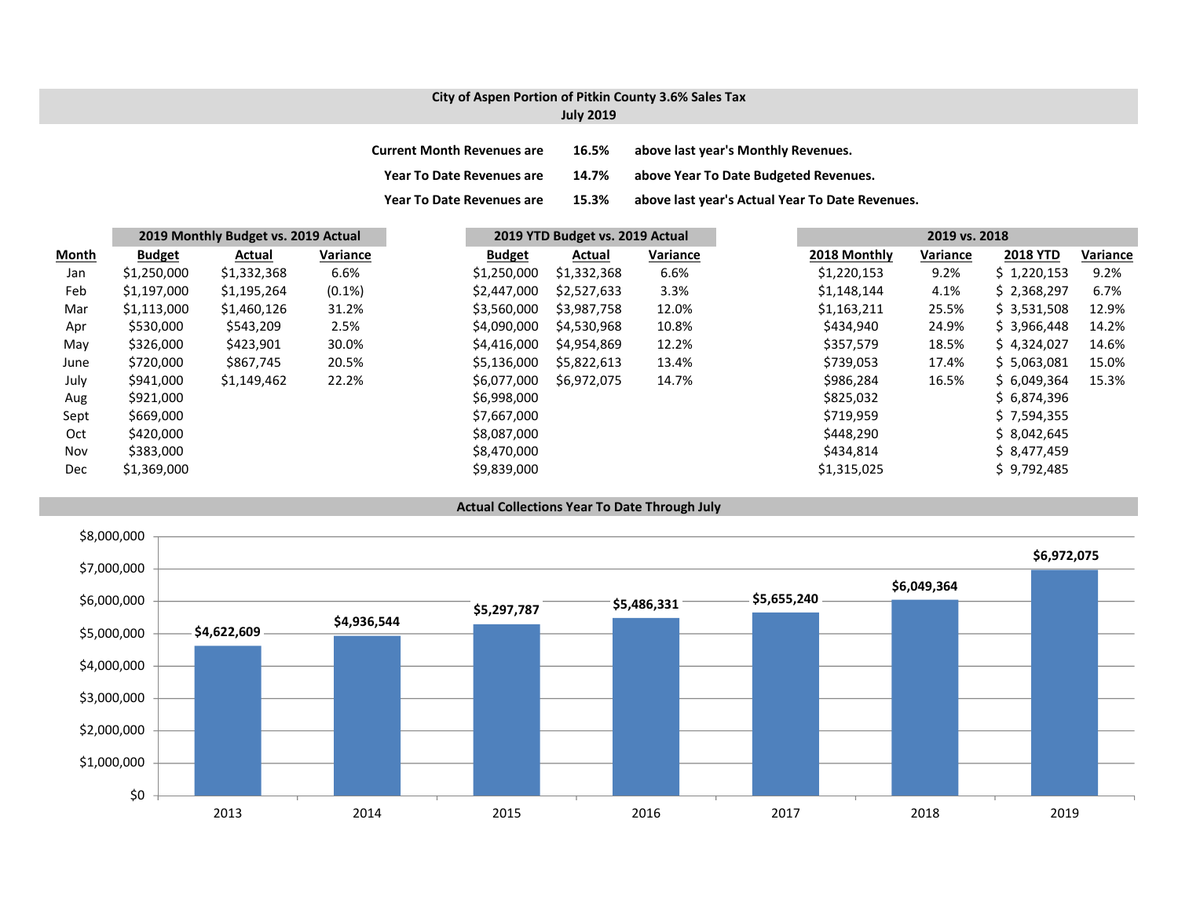## City of Aspen Portion of Pitkin County 3.6% Sales Tax
### July 2019

**Current Month Revenues are** **16.5%** **above last year's Monthly Revenues.**

**Year To Date Revenues are** **14.7%** **above Year To Date Budgeted Revenues.**

**Year To Date Revenues are** **15.3%** **above last year's Actual Year To Date Revenues.**

| | 2019 Monthly Budget vs. 2019 Actual | | | 2019 YTD Budget vs. 2019 Actual | | | 2019 vs. 2018 | | | |
|---|---|---|---|---|---|---|---|---|---|---|
| **Month** | **Budget** | **Actual** | **Variance** | **Budget** | **Actual** | **Variance** | **2018 Monthly** | **Variance** | **2018 YTD** | **Variance** |
| Jan | $1,250,000 | $1,332,368 | 6.6% | $1,250,000 | $1,332,368 | 6.6% | $1,220,153 | 9.2% | $ 1,220,153 | 9.2% |
| Feb | $1,197,000 | $1,195,264 | (0.1%) | $2,447,000 | $2,527,633 | 3.3% | $1,148,144 | 4.1% | $ 2,368,297 | 6.7% |
| Mar | $1,113,000 | $1,460,126 | 31.2% | $3,560,000 | $3,987,758 | 12.0% | $1,163,211 | 25.5% | $ 3,531,508 | 12.9% |
| Apr | $530,000 | $543,209 | 2.5% | $4,090,000 | $4,530,968 | 10.8% | $434,940 | 24.9% | $ 3,966,448 | 14.2% |
| May | $326,000 | $423,901 | 30.0% | $4,416,000 | $4,954,869 | 12.2% | $357,579 | 18.5% | $ 4,324,027 | 14.6% |
| June | $720,000 | $867,745 | 20.5% | $5,136,000 | $5,822,613 | 13.4% | $739,053 | 17.4% | $ 5,063,081 | 15.0% |
| July | $941,000 | $1,149,462 | 22.2% | $6,077,000 | $6,972,075 | 14.7% | $986,284 | 16.5% | $ 6,049,364 | 15.3% |
| Aug | $921,000 | | | $6,998,000 | | | $825,032 | | $ 6,874,396 | |
| Sept | $669,000 | | | $7,667,000 | | | $719,959 | | $ 7,594,355 | |
| Oct | $420,000 | | | $8,087,000 | | | $448,290 | | $ 8,042,645 | |
| Nov | $383,000 | | | $8,470,000 | | | $434,814 | | $ 8,477,459 | |
| Dec | $1,369,000 | | | $9,839,000 | | | $1,315,025 | | $ 9,792,485 | |

### Actual Collections Year To Date Through July

| Year | Amount |
|---|---|
| 2013 | $4,622,609 |
| 2014 | $4,936,544 |
| 2015 | $5,297,787 |
| 2016 | $5,486,331 |
| 2017 | $5,655,240 |
| 2018 | $6,049,364 |
| 2019 | $6,972,075 |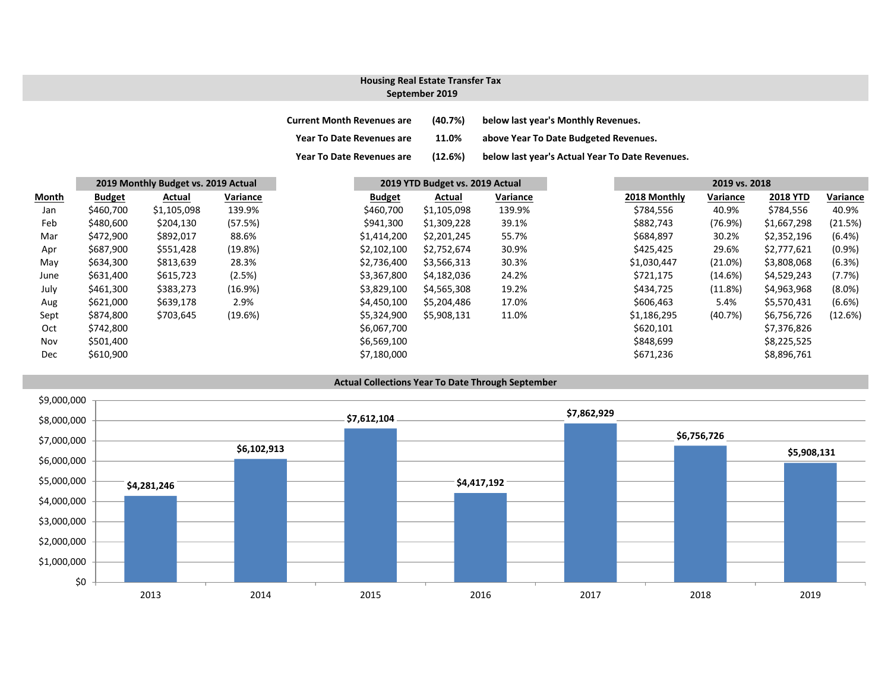## Housing Real Estate Transfer Tax
## September 2019

| | | |
|---|---|---|
| Current Month Revenues are | (40.7%) | below last year's Monthly Revenues. |
| Year To Date Revenues are | 11.0% | above Year To Date Budgeted Revenues. |
| Year To Date Revenues are | (12.6%) | below last year's Actual Year To Date Revenues. |

| | 2019 Monthly Budget vs. 2019 Actual | | | 2019 YTD Budget vs. 2019 Actual | | | 2019 vs. 2018 | | | |
|---|---|---|---|---|---|---|---|---|---|---|
| Month | Budget | Actual | Variance | Budget | Actual | Variance | 2018 Monthly | Variance | 2018 YTD | Variance |
| Jan | $460,700 | $1,105,098 | 139.9% | $460,700 | $1,105,098 | 139.9% | $784,556 | 40.9% | $784,556 | 40.9% |
| Feb | $480,600 | $204,130 | (57.5%) | $941,300 | $1,309,228 | 39.1% | $882,743 | (76.9%) | $1,667,298 | (21.5%) |
| Mar | $472,900 | $892,017 | 88.6% | $1,414,200 | $2,201,245 | 55.7% | $684,897 | 30.2% | $2,352,196 | (6.4%) |
| Apr | $687,900 | $551,428 | (19.8%) | $2,102,100 | $2,752,674 | 30.9% | $425,425 | 29.6% | $2,777,621 | (0.9%) |
| May | $634,300 | $813,639 | 28.3% | $2,736,400 | $3,566,313 | 30.3% | $1,030,447 | (21.0%) | $3,808,068 | (6.3%) |
| June | $631,400 | $615,723 | (2.5%) | $3,367,800 | $4,182,036 | 24.2% | $721,175 | (14.6%) | $4,529,243 | (7.7%) |
| July | $461,300 | $383,273 | (16.9%) | $3,829,100 | $4,565,308 | 19.2% | $434,725 | (11.8%) | $4,963,968 | (8.0%) |
| Aug | $621,000 | $639,178 | 2.9% | $4,450,100 | $5,204,486 | 17.0% | $606,463 | 5.4% | $5,570,431 | (6.6%) |
| Sept | $874,800 | $703,645 | (19.6%) | $5,324,900 | $5,908,131 | 11.0% | $1,186,295 | (40.7%) | $6,756,726 | (12.6%) |
| Oct | $742,800 | | | $6,067,700 | | | $620,101 | | $7,376,826 | |
| Nov | $501,400 | | | $6,569,100 | | | $848,699 | | $8,225,525 | |
| Dec | $610,900 | | | $7,180,000 | | | $671,236 | | $8,896,761 | |

### Actual Collections Year To Date Through September

| Year | Amount |
|---|---|
| 2013 | $4,281,246 |
| 2014 | $6,102,913 |
| 2015 | $7,612,104 |
| 2016 | $4,417,192 |
| 2017 | $7,862,929 |
| 2018 | $6,756,726 |
| 2019 | $5,908,131 |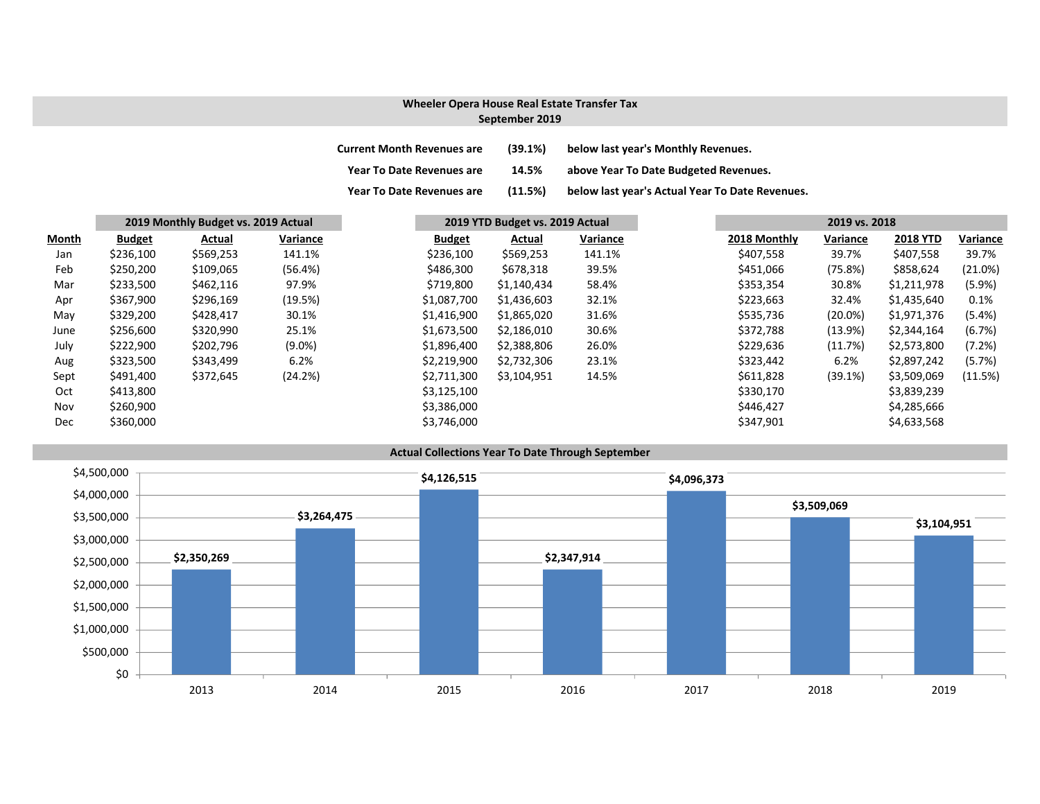**Wheeler Opera House Real Estate Transfer Tax**
**September 2019**

**Current Month Revenues are (39.1%) below last year's Monthly Revenues.**

**Year To Date Revenues are 14.5% above Year To Date Budgeted Revenues.**

**Year To Date Revenues are (11.5%) below last year's Actual Year To Date Revenues.**

| | 2019 Monthly Budget vs. 2019 Actual | | | 2019 YTD Budget vs. 2019 Actual | | | 2019 vs. 2018 | | | |
|---|---|---|---|---|---|---|---|---|---|---|
| **Month** | **Budget** | **Actual** | **Variance** | **Budget** | **Actual** | **Variance** | **2018 Monthly** | **Variance** | **2018 YTD** | **Variance** |
| Jan | $236,100 | $569,253 | 141.1% | $236,100 | $569,253 | 141.1% | $407,558 | 39.7% | $407,558 | 39.7% |
| Feb | $250,200 | $109,065 | (56.4%) | $486,300 | $678,318 | 39.5% | $451,066 | (75.8%) | $858,624 | (21.0%) |
| Mar | $233,500 | $462,116 | 97.9% | $719,800 | $1,140,434 | 58.4% | $353,354 | 30.8% | $1,211,978 | (5.9%) |
| Apr | $367,900 | $296,169 | (19.5%) | $1,087,700 | $1,436,603 | 32.1% | $223,663 | 32.4% | $1,435,640 | 0.1% |
| May | $329,200 | $428,417 | 30.1% | $1,416,900 | $1,865,020 | 31.6% | $535,736 | (20.0%) | $1,971,376 | (5.4%) |
| June | $256,600 | $320,990 | 25.1% | $1,673,500 | $2,186,010 | 30.6% | $372,788 | (13.9%) | $2,344,164 | (6.7%) |
| July | $222,900 | $202,796 | (9.0%) | $1,896,400 | $2,388,806 | 26.0% | $229,636 | (11.7%) | $2,573,800 | (7.2%) |
| Aug | $323,500 | $343,499 | 6.2% | $2,219,900 | $2,732,306 | 23.1% | $323,442 | 6.2% | $2,897,242 | (5.7%) |
| Sept | $491,400 | $372,645 | (24.2%) | $2,711,300 | $3,104,951 | 14.5% | $611,828 | (39.1%) | $3,509,069 | (11.5%) |
| Oct | $413,800 | | | $3,125,100 | | | $330,170 | | $3,839,239 | |
| Nov | $260,900 | | | $3,386,000 | | | $446,427 | | $4,285,666 | |
| Dec | $360,000 | | | $3,746,000 | | | $347,901 | | $4,633,568 | |

**Actual Collections Year To Date Through September**

$4,500,000
$4,000,000
$3,500,000
$3,000,000
$2,500,000
$2,000,000
$1,500,000
$1,000,000
$500,000
$0

2013: $2,350,269
2014: $3,264,475
2015: $4,126,515
2016: $2,347,914
2017: $4,096,373
2018: $3,509,069
2019: $3,104,951